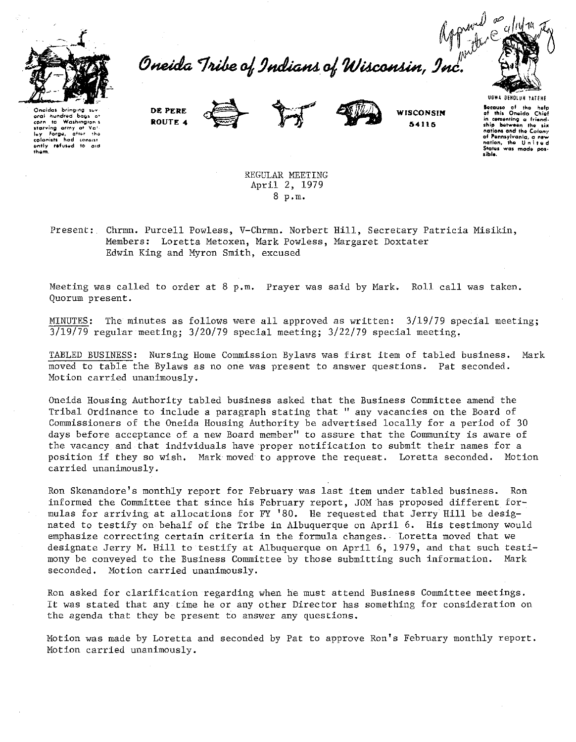Oneida Tribe of Indians of Wisconsin, Inc.

Oneidas bringing several hundred bags of corn to Washington's starving army at Valley Forge, after the colonists had consistently refused to aid them.

DE PERE
ROUTE 4

WISCONSIN
54115

UGWA DEHOLUH YATEHE

Because of the help of this Oneida Chief in cementing a friendship between the six nations and the Colony of Pennsylvania, a new nation, the United States was made possible.

Approved as written @ 4/16/79

REGULAR MEETING
April 2, 1979
8 p.m.

Present: Chrmn. Purcell Powless, V-Chrmn. Norbert Hill, Secretary Patricia Misikin, Members: Loretta Metoxen, Mark Powless, Margaret Doxtater
Edwin King and Myron Smith, excused

Meeting was called to order at 8 p.m. Prayer was said by Mark. Roll call was taken. Quorum present.

MINUTES: The minutes as follows were all approved as written: 3/19/79 special meeting; 3/19/79 regular meeting; 3/20/79 special meeting; 3/22/79 special meeting.

TABLED BUSINESS: Nursing Home Commission Bylaws was first item of tabled business. Mark moved to table the Bylaws as no one was present to answer questions. Pat seconded. Motion carried unanimously.

Oneida Housing Authority tabled business asked that the Business Committee amend the Tribal Ordinance to include a paragraph stating that " any vacancies on the Board of Commissioners of the Oneida Housing Authority be advertised locally for a period of 30 days before acceptance of a new Board member" to assure that the Community is aware of the vacancy and that individuals have proper notification to submit their names for a position if they so wish. Mark moved to approve the request. Loretta seconded. Motion carried unanimously.

Ron Skenandore's monthly report for February was last item under tabled business. Ron informed the Committee that since his February report, JOM has proposed different formulas for arriving at allocations for FY '80. He requested that Jerry Hill be designated to testify on behalf of the Tribe in Albuquerque on April 6. His testimony would emphasize correcting certain criteria in the formula changes. Loretta moved that we designate Jerry M. Hill to testify at Albuquerque on April 6, 1979, and that such testimony be conveyed to the Business Committee by those submitting such information. Mark seconded. Motion carried unanimously.

Ron asked for clarification regarding when he must attend Business Committee meetings. It was stated that any time he or any other Director has something for consideration on the agenda that they be present to answer any questions.

Motion was made by Loretta and seconded by Pat to approve Ron's February monthly report. Motion carried unanimously.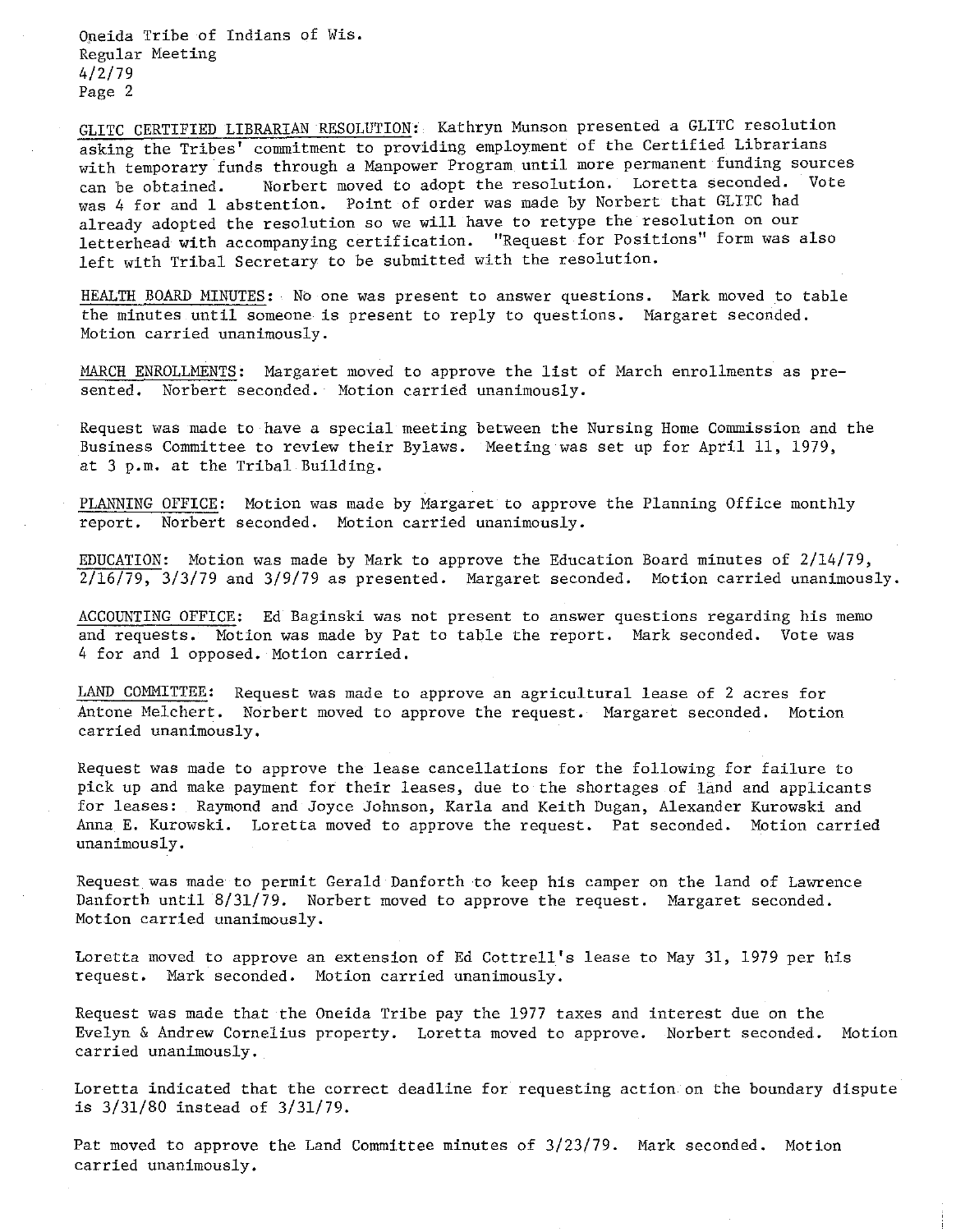GLITC CERTIFIED LIBRARIAN RESOLUTION: Kathryn Munson presented a GLITC resolution asking the Tribes' commitment to providing employment of the Certified Librarians with temporary funds through a Manpower Program until more permanent funding sources can be obtained. Norbert moved to adopt the resolution. Loretta seconded. Vote was 4 for and 1 abstention. Point of order was made by Norbert that GLITC had already adopted the resolution so we will have to retype the resolution on our letterhead with accompanying certification. "Request for Positions" form was also left with Tribal Secretary to be submitted with the resolution.

HEALTH BOARD MINUTES: No one was present to answer questions. Mark moved to table the minutes until someone is present to reply to questions. Margaret seconded. Motion carried unanimously.

MARCH ENROLLMENTS: Margaret moved to approve the list of March enrollments as presented. Norbert seconded. Motion carried unanimously.

Request was made to have a special meeting between the Nursing Home Commission and the Business Committee to review their Bylaws. Meeting was set up for April 11, 1979, at 3 p.m. at the Tribal Building.

PLANNING OFFICE: Motion was made by Margaret to approve the Planning Office monthly report. Norbert seconded. Motion carried unanimously.

EDUCATION: Motion was made by Mark to approve the Education Board minutes of 2/14/79, 2/16/79, 3/3/79 and 3/9/79 as presented. Margaret seconded. Motion carried unanimously.

ACCOUNTING OFFICE: Ed Baginski was not present to answer questions regarding his memo and requests. Motion was made by Pat to table the report. Mark seconded. Vote was 4 for and 1 opposed. Motion carried.

LAND COMMITTEE: Request was made to approve an agricultural lease of 2 acres for Antone Melchert. Norbert moved to approve the request. Margaret seconded. Motion carried unanimously.

Request was made to approve the lease cancellations for the following for failure to pick up and make payment for their leases, due to the shortages of land and applicants for leases: Raymond and Joyce Johnson, Karla and Keith Dugan, Alexander Kurowski and Anna E. Kurowski. Loretta moved to approve the request. Pat seconded. Motion carried unanimously.

Request was made to permit Gerald Danforth to keep his camper on the land of Lawrence Danforth until 8/31/79. Norbert moved to approve the request. Margaret seconded. Motion carried unanimously.

Loretta moved to approve an extension of Ed Cottrell's lease to May 31, 1979 per his request. Mark seconded. Motion carried unanimously.

Request was made that the Oneida Tribe pay the 1977 taxes and interest due on the Evelyn & Andrew Cornelius property. Loretta moved to approve. Norbert seconded. Motion carried unanimously.

Loretta indicated that the correct deadline for requesting action on the boundary dispute is 3/31/80 instead of 3/31/79.

Pat moved to approve the Land Committee minutes of 3/23/79. Mark seconded. Motion carried unanimously.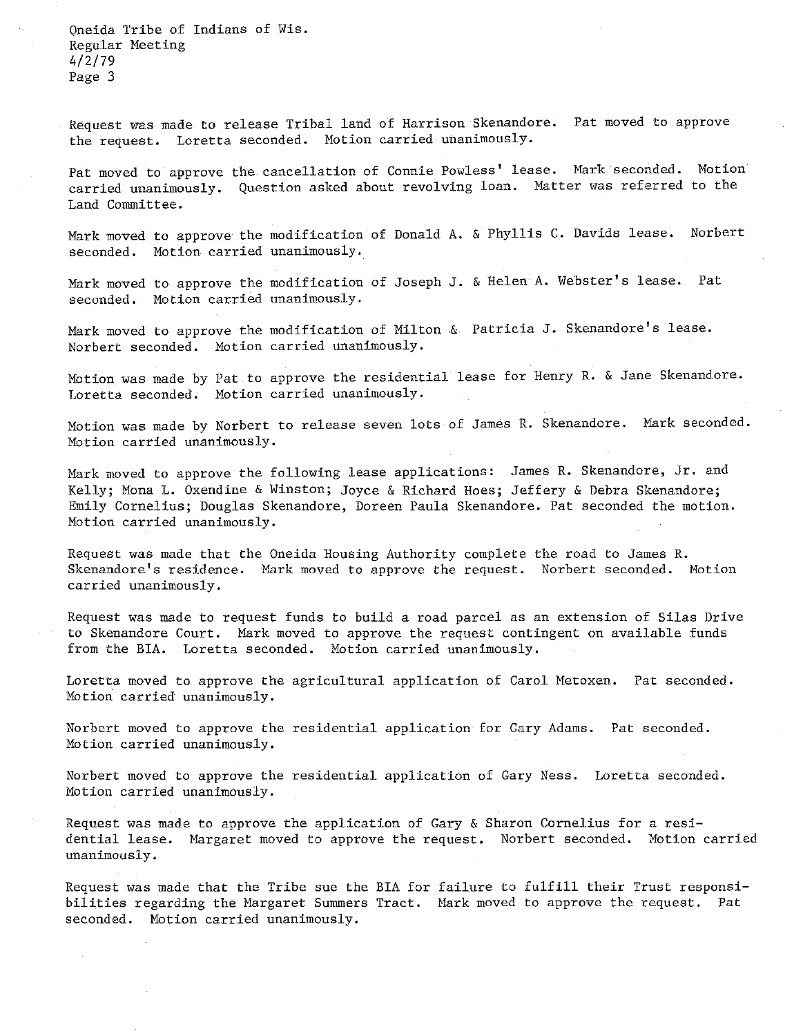Request was made to release Tribal land of Harrison Skenandore. Pat moved to approve the request. Loretta seconded. Motion carried unanimously.

Pat moved to approve the cancellation of Connie Powless' lease. Mark seconded. Motion carried unanimously. Question asked about revolving loan. Matter was referred to the Land Committee.

Mark moved to approve the modification of Donald A. & Phyllis C. Davids lease. Norbert seconded. Motion carried unanimously.

Mark moved to approve the modification of Joseph J. & Helen A. Webster's lease. Pat seconded. Motion carried unanimously.

Mark moved to approve the modification of Milton & Patricia J. Skenandore's lease. Norbert seconded. Motion carried unanimously.

Motion was made by Pat to approve the residential lease for Henry R. & Jane Skenandore. Loretta seconded. Motion carried unanimously.

Motion was made by Norbert to release seven lots of James R. Skenandore. Mark seconded. Motion carried unanimously.

Mark moved to approve the following lease applications: James R. Skenandore, Jr. and Kelly; Mona L. Oxendine & Winston; Joyce & Richard Hoes; Jeffery & Debra Skenandore; Emily Cornelius; Douglas Skenandore, Doreen Paula Skenandore. Pat seconded the motion. Motion carried unanimously.

Request was made that the Oneida Housing Authority complete the road to James R. Skenandore's residence. Mark moved to approve the request. Norbert seconded. Motion carried unanimously.

Request was made to request funds to build a road parcel as an extension of Silas Drive to Skenandore Court. Mark moved to approve the request contingent on available funds from the BIA. Loretta seconded. Motion carried unanimously.

Loretta moved to approve the agricultural application of Carol Metoxen. Pat seconded. Motion carried unanimously.

Norbert moved to approve the residential application for Gary Adams. Pat seconded. Motion carried unanimously.

Norbert moved to approve the residential application of Gary Ness. Loretta seconded. Motion carried unanimously.

Request was made to approve the application of Gary & Sharon Cornelius for a residential lease. Margaret moved to approve the request. Norbert seconded. Motion carried unanimously.

Request was made that the Tribe sue the BIA for failure to fulfill their Trust responsibilities regarding the Margaret Summers Tract. Mark moved to approve the request. Pat seconded. Motion carried unanimously.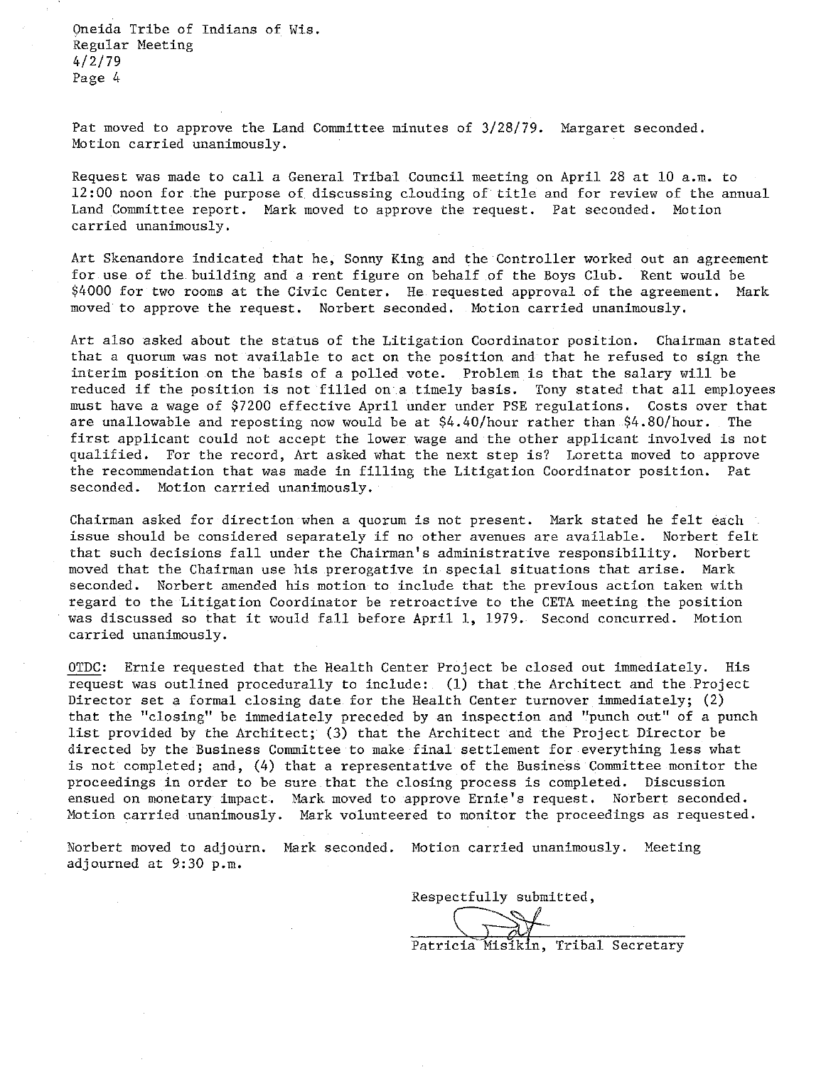Oneida Tribe of Indians of Wis.
Regular Meeting
4/2/79
Page 4

Pat moved to approve the Land Committee minutes of 3/28/79. Margaret seconded. Motion carried unanimously.

Request was made to call a General Tribal Council meeting on April 28 at 10 a.m. to 12:00 noon for the purpose of discussing clouding of title and for review of the annual Land Committee report. Mark moved to approve the request. Pat seconded. Motion carried unanimously.

Art Skenandore indicated that he, Sonny King and the Controller worked out an agreement for use of the building and a rent figure on behalf of the Boys Club. Rent would be $4000 for two rooms at the Civic Center. He requested approval of the agreement. Mark moved to approve the request. Norbert seconded. Motion carried unanimously.

Art also asked about the status of the Litigation Coordinator position. Chairman stated that a quorum was not available to act on the position and that he refused to sign the interim position on the basis of a polled vote. Problem is that the salary will be reduced if the position is not filled on a timely basis. Tony stated that all employees must have a wage of $7200 effective April under under PSE regulations. Costs over that are unallowable and reposting now would be at $4.40/hour rather than $4.80/hour. The first applicant could not accept the lower wage and the other applicant involved is not qualified. For the record, Art asked what the next step is? Loretta moved to approve the recommendation that was made in filling the Litigation Coordinator position. Pat seconded. Motion carried unanimously.

Chairman asked for direction when a quorum is not present. Mark stated he felt each issue should be considered separately if no other avenues are available. Norbert felt that such decisions fall under the Chairman's administrative responsibility. Norbert moved that the Chairman use his prerogative in special situations that arise. Mark seconded. Norbert amended his motion to include that the previous action taken with regard to the Litigation Coordinator be retroactive to the CETA meeting the position was discussed so that it would fall before April 1, 1979. Second concurred. Motion carried unanimously.

OTDC: Ernie requested that the Health Center Project be closed out immediately. His request was outlined procedurally to include: (1) that the Architect and the Project Director set a formal closing date for the Health Center turnover immediately; (2) that the "closing" be immediately preceded by an inspection and "punch out" of a punch list provided by the Architect; (3) that the Architect and the Project Director be directed by the Business Committee to make final settlement for everything less what is not completed; and, (4) that a representative of the Business Committee monitor the proceedings in order to be sure that the closing process is completed. Discussion ensued on monetary impact. Mark moved to approve Ernie's request. Norbert seconded. Motion carried unanimously. Mark volunteered to monitor the proceedings as requested.

Norbert moved to adjourn. Mark seconded. Motion carried unanimously. Meeting adjourned at 9:30 p.m.

Respectfully submitted,

Patricia Misikin, Tribal Secretary